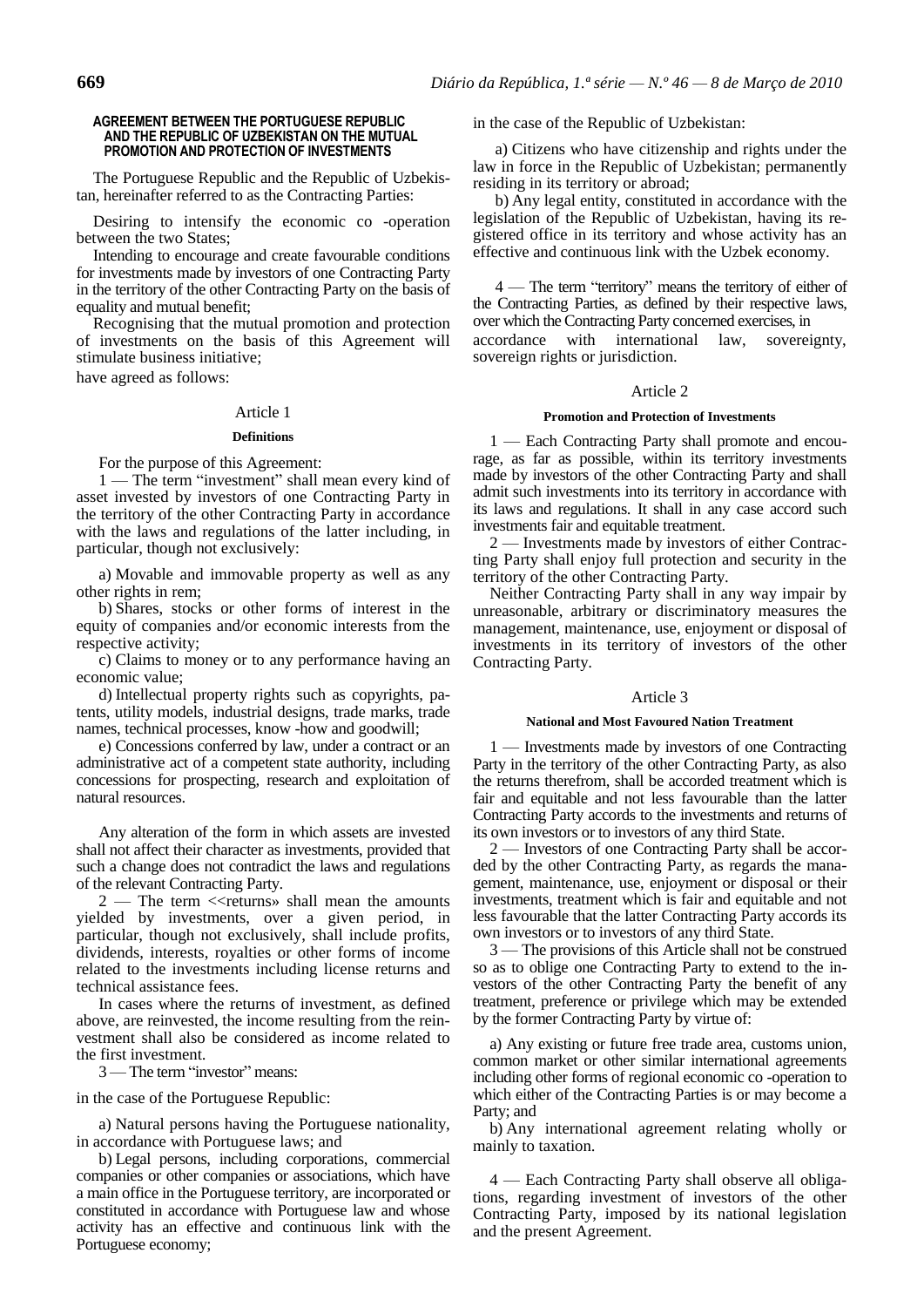# AGREEMENT BETWEEN THE PORTUGUESE REPUBLIC AND THE REPUBLIC OF UZBEKISTAN ON THE MUTUAL PROMOTION AND PROTECTION OF INVESTMENTS

The Portuguese Republic and the Republic of Uzbekistan, hereinafter referred to as the Contracting Parties:

Desiring to intensify the economic co -operation between the two States;

Intending to encourage and create favourable conditions for investments made by investors of one Contracting Party in the territory of the other Contracting Party on the basis of equality and mutual benefit;

Recognising that the mutual promotion and protection of investments on the basis of this Agreement will stimulate business initiative;

have agreed as follows:

## Article 1

### Definitions

For the purpose of this Agreement:

1 — The term "investment" shall mean every kind of asset invested by investors of one Contracting Party in the territory of the other Contracting Party in accordance with the laws and regulations of the latter including, in particular, though not exclusively:

a) Movable and immovable property as well as any other rights in rem;

b) Shares, stocks or other forms of interest in the equity of companies and/or economic interests from the respective activity;

c) Claims to money or to any performance having an economic value;

d) Intellectual property rights such as copyrights, patents, utility models, industrial designs, trade marks, trade names, technical processes, know -how and goodwill;

e) Concessions conferred by law, under a contract or an administrative act of a competent state authority, including concessions for prospecting, research and exploitation of natural resources.

Any alteration of the form in which assets are invested shall not affect their character as investments, provided that such a change does not contradict the laws and regulations of the relevant Contracting Party.

2 — The term <<returns» shall mean the amounts yielded by investments, over a given period, in particular, though not exclusively, shall include profits, dividends, interests, royalties or other forms of income related to the investments including license returns and technical assistance fees.

In cases where the returns of investment, as defined above, are reinvested, the income resulting from the reinvestment shall also be considered as income related to the first investment.

3 — The term "investor" means:

in the case of the Portuguese Republic:

a) Natural persons having the Portuguese nationality, in accordance with Portuguese laws; and

b) Legal persons, including corporations, commercial companies or other companies or associations, which have a main office in the Portuguese territory, are incorporated or constituted in accordance with Portuguese law and whose activity has an effective and continuous link with the Portuguese economy;

in the case of the Republic of Uzbekistan:

a) Citizens who have citizenship and rights under the law in force in the Republic of Uzbekistan; permanently residing in its territory or abroad;

b) Any legal entity, constituted in accordance with the legislation of the Republic of Uzbekistan, having its registered office in its territory and whose activity has an effective and continuous link with the Uzbek economy.

4 — The term "territory" means the territory of either of the Contracting Parties, as defined by their respective laws, over which the Contracting Party concerned exercises, in accordance with international law, sovereignty, sovereign rights or jurisdiction.

## Article 2

### Promotion and Protection of Investments

1 — Each Contracting Party shall promote and encourage, as far as possible, within its territory investments made by investors of the other Contracting Party and shall admit such investments into its territory in accordance with its laws and regulations. It shall in any case accord such investments fair and equitable treatment.

2 — Investments made by investors of either Contracting Party shall enjoy full protection and security in the territory of the other Contracting Party.

Neither Contracting Party shall in any way impair by unreasonable, arbitrary or discriminatory measures the management, maintenance, use, enjoyment or disposal of investments in its territory of investors of the other Contracting Party.

## Article 3

### National and Most Favoured Nation Treatment

1 — Investments made by investors of one Contracting Party in the territory of the other Contracting Party, as also the returns therefrom, shall be accorded treatment which is fair and equitable and not less favourable than the latter Contracting Party accords to the investments and returns of its own investors or to investors of any third State.

2 — Investors of one Contracting Party shall be accorded by the other Contracting Party, as regards the management, maintenance, use, enjoyment or disposal or their investments, treatment which is fair and equitable and not less favourable that the latter Contracting Party accords its own investors or to investors of any third State.

3 — The provisions of this Article shall not be construed so as to oblige one Contracting Party to extend to the investors of the other Contracting Party the benefit of any treatment, preference or privilege which may be extended by the former Contracting Party by virtue of:

a) Any existing or future free trade area, customs union, common market or other similar international agreements including other forms of regional economic co -operation to which either of the Contracting Parties is or may become a Party; and

b) Any international agreement relating wholly or mainly to taxation.

4 — Each Contracting Party shall observe all obligations, regarding investment of investors of the other Contracting Party, imposed by its national legislation and the present Agreement.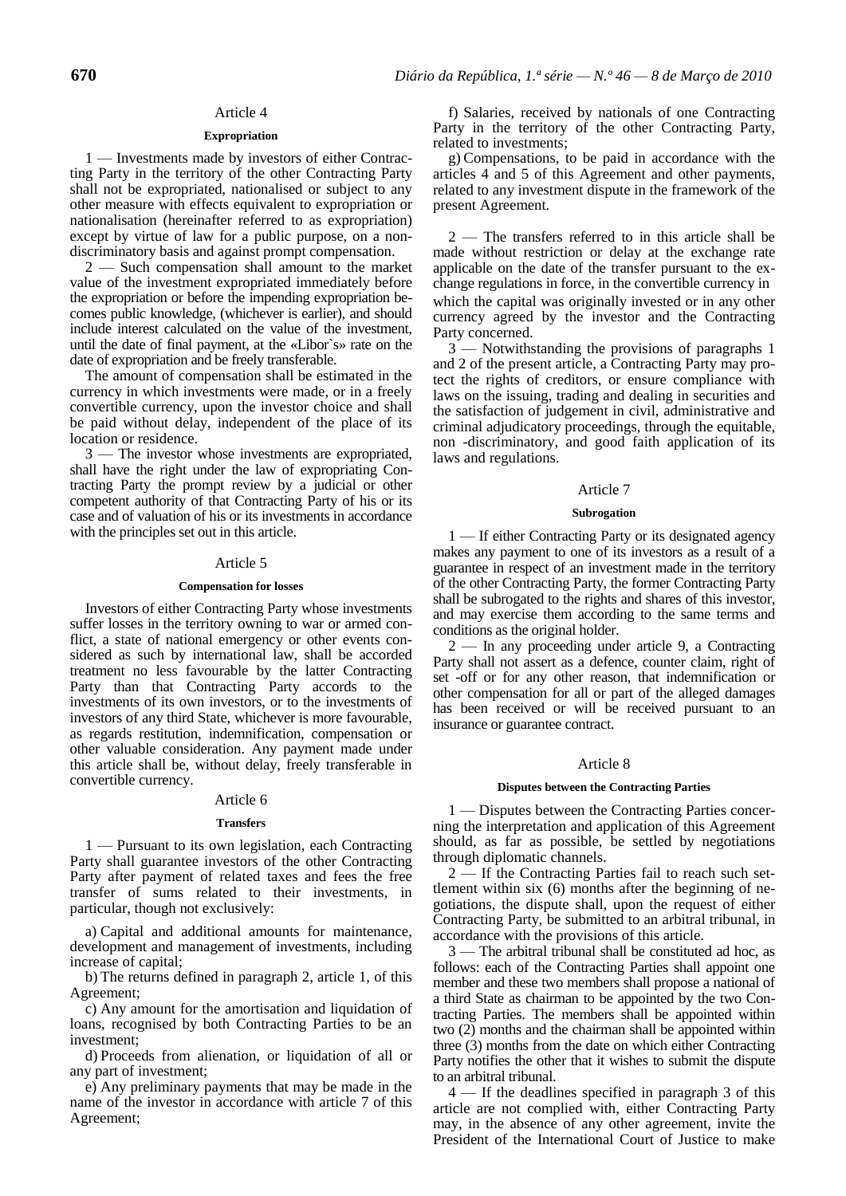## Article 4

### Expropriation

1 — Investments made by investors of either Contracting Party in the territory of the other Contracting Party shall not be expropriated, nationalised or subject to any other measure with effects equivalent to expropriation or nationalisation (hereinafter referred to as expropriation) except by virtue of law for a public purpose, on a non-discriminatory basis and against prompt compensation.

2 — Such compensation shall amount to the market value of the investment expropriated immediately before the expropriation or before the impending expropriation becomes public knowledge, (whichever is earlier), and should include interest calculated on the value of the investment, until the date of final payment, at the «Libor`s» rate on the date of expropriation and be freely transferable.

The amount of compensation shall be estimated in the currency in which investments were made, or in a freely convertible currency, upon the investor choice and shall be paid without delay, independent of the place of its location or residence.

3 — The investor whose investments are expropriated, shall have the right under the law of expropriating Contracting Party the prompt review by a judicial or other competent authority of that Contracting Party of his or its case and of valuation of his or its investments in accordance with the principles set out in this article.

## Article 5

### Compensation for losses

Investors of either Contracting Party whose investments suffer losses in the territory owning to war or armed conflict, a state of national emergency or other events considered as such by international law, shall be accorded treatment no less favourable by the latter Contracting Party than that Contracting Party accords to the investments of its own investors, or to the investments of investors of any third State, whichever is more favourable, as regards restitution, indemnification, compensation or other valuable consideration. Any payment made under this article shall be, without delay, freely transferable in convertible currency.

## Article 6

### Transfers

1 — Pursuant to its own legislation, each Contracting Party shall guarantee investors of the other Contracting Party after payment of related taxes and fees the free transfer of sums related to their investments, in particular, though not exclusively:

a) Capital and additional amounts for maintenance, development and management of investments, including increase of capital;

b) The returns defined in paragraph 2, article 1, of this Agreement;

c) Any amount for the amortisation and liquidation of loans, recognised by both Contracting Parties to be an investment;

d) Proceeds from alienation, or liquidation of all or any part of investment;

e) Any preliminary payments that may be made in the name of the investor in accordance with article 7 of this Agreement;

f) Salaries, received by nationals of one Contracting Party in the territory of the other Contracting Party, related to investments;

g) Compensations, to be paid in accordance with the articles 4 and 5 of this Agreement and other payments, related to any investment dispute in the framework of the present Agreement.

2 — The transfers referred to in this article shall be made without restriction or delay at the exchange rate applicable on the date of the transfer pursuant to the exchange regulations in force, in the convertible currency in which the capital was originally invested or in any other currency agreed by the investor and the Contracting Party concerned.

3 — Notwithstanding the provisions of paragraphs 1 and 2 of the present article, a Contracting Party may protect the rights of creditors, or ensure compliance with laws on the issuing, trading and dealing in securities and the satisfaction of judgement in civil, administrative and criminal adjudicatory proceedings, through the equitable, non -discriminatory, and good faith application of its laws and regulations.

## Article 7

### Subrogation

1 — If either Contracting Party or its designated agency makes any payment to one of its investors as a result of a guarantee in respect of an investment made in the territory of the other Contracting Party, the former Contracting Party shall be subrogated to the rights and shares of this investor, and may exercise them according to the same terms and conditions as the original holder.

2 — In any proceeding under article 9, a Contracting Party shall not assert as a defence, counter claim, right of set -off or for any other reason, that indemnification or other compensation for all or part of the alleged damages has been received or will be received pursuant to an insurance or guarantee contract.

## Article 8

### Disputes between the Contracting Parties

1 — Disputes between the Contracting Parties concerning the interpretation and application of this Agreement should, as far as possible, be settled by negotiations through diplomatic channels.

2 — If the Contracting Parties fail to reach such settlement within six (6) months after the beginning of negotiations, the dispute shall, upon the request of either Contracting Party, be submitted to an arbitral tribunal, in accordance with the provisions of this article.

3 — The arbitral tribunal shall be constituted ad hoc, as follows: each of the Contracting Parties shall appoint one member and these two members shall propose a national of a third State as chairman to be appointed by the two Contracting Parties. The members shall be appointed within two (2) months and the chairman shall be appointed within three (3) months from the date on which either Contracting Party notifies the other that it wishes to submit the dispute to an arbitral tribunal.

4 — If the deadlines specified in paragraph 3 of this article are not complied with, either Contracting Party may, in the absence of any other agreement, invite the President of the International Court of Justice to make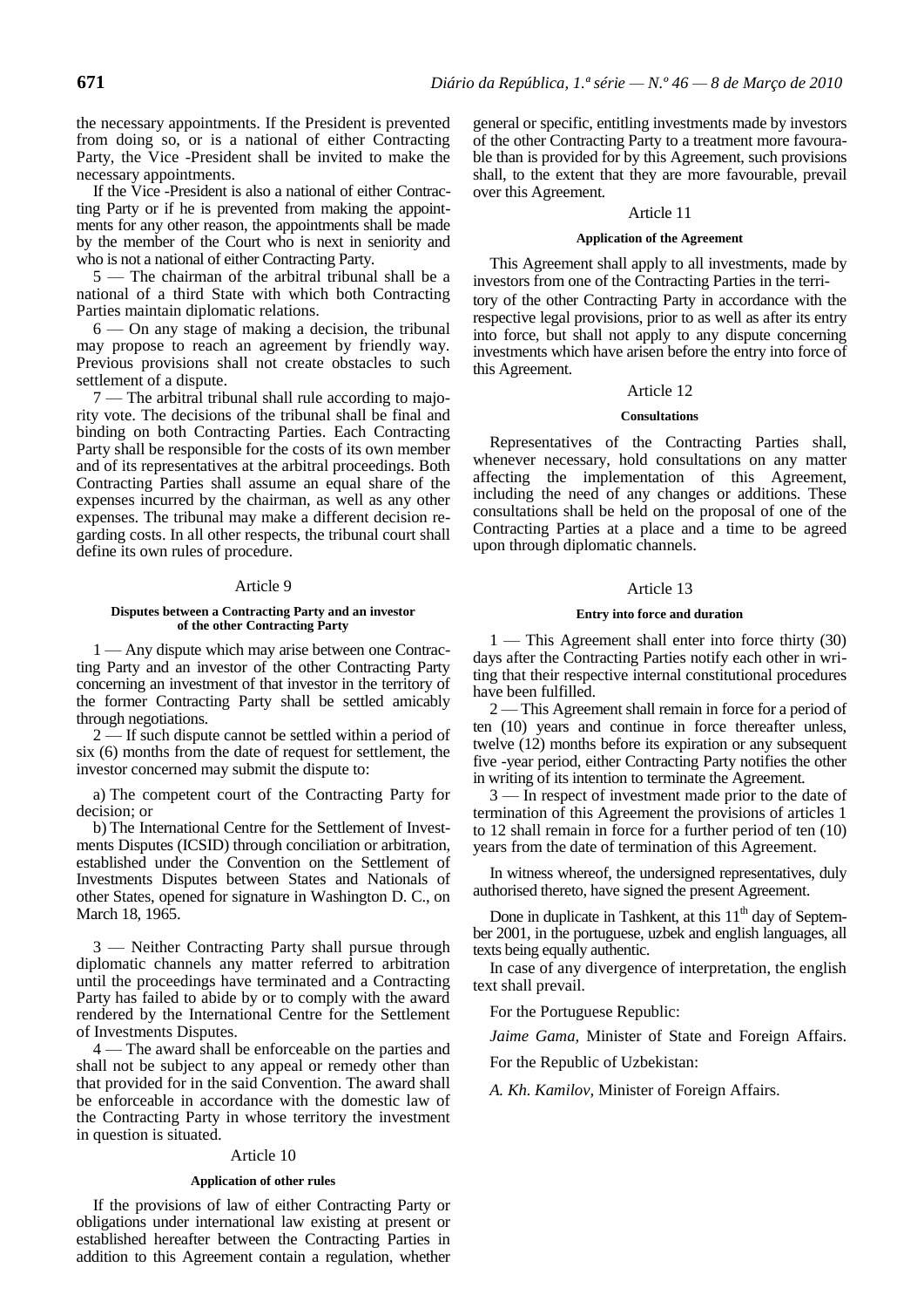the necessary appointments. If the President is prevented from doing so, or is a national of either Contracting Party, the Vice -President shall be invited to make the necessary appointments.

If the Vice -President is also a national of either Contracting Party or if he is prevented from making the appointments for any other reason, the appointments shall be made by the member of the Court who is next in seniority and who is not a national of either Contracting Party.

5 — The chairman of the arbitral tribunal shall be a national of a third State with which both Contracting Parties maintain diplomatic relations.

6 — On any stage of making a decision, the tribunal may propose to reach an agreement by friendly way. Previous provisions shall not create obstacles to such settlement of a dispute.

7 — The arbitral tribunal shall rule according to majority vote. The decisions of the tribunal shall be final and binding on both Contracting Parties. Each Contracting Party shall be responsible for the costs of its own member and of its representatives at the arbitral proceedings. Both Contracting Parties shall assume an equal share of the expenses incurred by the chairman, as well as any other expenses. The tribunal may make a different decision regarding costs. In all other respects, the tribunal court shall define its own rules of procedure.

## Article 9

### Disputes between a Contracting Party and an investor of the other Contracting Party

1 — Any dispute which may arise between one Contracting Party and an investor of the other Contracting Party concerning an investment of that investor in the territory of the former Contracting Party shall be settled amicably through negotiations.

2 — If such dispute cannot be settled within a period of six (6) months from the date of request for settlement, the investor concerned may submit the dispute to:

a) The competent court of the Contracting Party for decision; or

b) The International Centre for the Settlement of Investments Disputes (ICSID) through conciliation or arbitration, established under the Convention on the Settlement of Investments Disputes between States and Nationals of other States, opened for signature in Washington D. C., on March 18, 1965.

3 — Neither Contracting Party shall pursue through diplomatic channels any matter referred to arbitration until the proceedings have terminated and a Contracting Party has failed to abide by or to comply with the award rendered by the International Centre for the Settlement of Investments Disputes.

4 — The award shall be enforceable on the parties and shall not be subject to any appeal or remedy other than that provided for in the said Convention. The award shall be enforceable in accordance with the domestic law of the Contracting Party in whose territory the investment in question is situated.

## Article 10

### Application of other rules

If the provisions of law of either Contracting Party or obligations under international law existing at present or established hereafter between the Contracting Parties in addition to this Agreement contain a regulation, whether general or specific, entitling investments made by investors of the other Contracting Party to a treatment more favourable than is provided for by this Agreement, such provisions shall, to the extent that they are more favourable, prevail over this Agreement.

## Article 11

### Application of the Agreement

This Agreement shall apply to all investments, made by investors from one of the Contracting Parties in the territory of the other Contracting Party in accordance with the respective legal provisions, prior to as well as after its entry into force, but shall not apply to any dispute concerning investments which have arisen before the entry into force of this Agreement.

## Article 12

### Consultations

Representatives of the Contracting Parties shall, whenever necessary, hold consultations on any matter affecting the implementation of this Agreement, including the need of any changes or additions. These consultations shall be held on the proposal of one of the Contracting Parties at a place and a time to be agreed upon through diplomatic channels.

## Article 13

### Entry into force and duration

1 — This Agreement shall enter into force thirty (30) days after the Contracting Parties notify each other in writing that their respective internal constitutional procedures have been fulfilled.

2 — This Agreement shall remain in force for a period of ten (10) years and continue in force thereafter unless, twelve (12) months before its expiration or any subsequent five -year period, either Contracting Party notifies the other in writing of its intention to terminate the Agreement.

3 — In respect of investment made prior to the date of termination of this Agreement the provisions of articles 1 to 12 shall remain in force for a further period of ten (10) years from the date of termination of this Agreement.

In witness whereof, the undersigned representatives, duly authorised thereto, have signed the present Agreement.

Done in duplicate in Tashkent, at this 11th day of September 2001, in the portuguese, uzbek and english languages, all texts being equally authentic.

In case of any divergence of interpretation, the english text shall prevail.

For the Portuguese Republic:

*Jaime Gama,* Minister of State and Foreign Affairs.

For the Republic of Uzbekistan:

*A. Kh. Kamilov,* Minister of Foreign Affairs.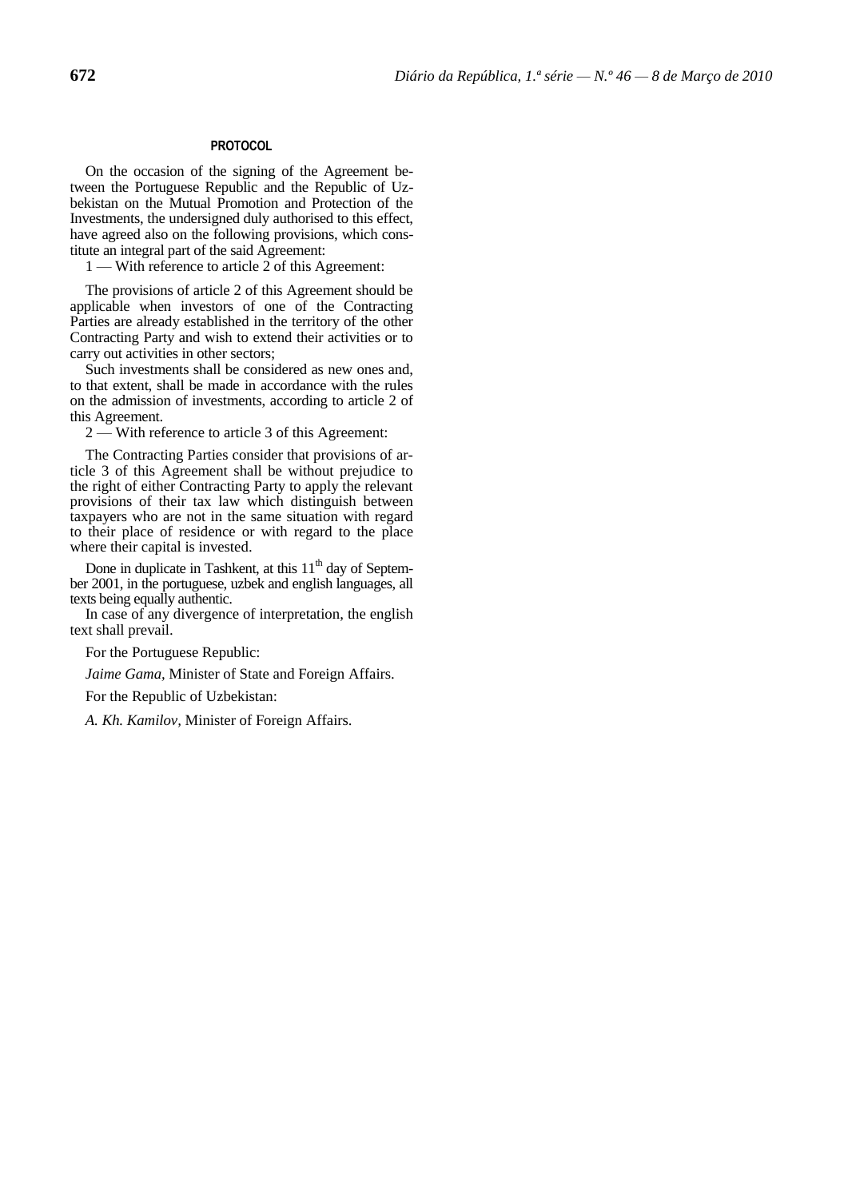## PROTOCOL

On the occasion of the signing of the Agreement between the Portuguese Republic and the Republic of Uzbekistan on the Mutual Promotion and Protection of the Investments, the undersigned duly authorised to this effect, have agreed also on the following provisions, which constitute an integral part of the said Agreement:

1 — With reference to article 2 of this Agreement:

The provisions of article 2 of this Agreement should be applicable when investors of one of the Contracting Parties are already established in the territory of the other Contracting Party and wish to extend their activities or to carry out activities in other sectors;

Such investments shall be considered as new ones and, to that extent, shall be made in accordance with the rules on the admission of investments, according to article 2 of this Agreement.

2 — With reference to article 3 of this Agreement:

The Contracting Parties consider that provisions of article 3 of this Agreement shall be without prejudice to the right of either Contracting Party to apply the relevant provisions of their tax law which distinguish between taxpayers who are not in the same situation with regard to their place of residence or with regard to the place where their capital is invested.

Done in duplicate in Tashkent, at this 11th day of September 2001, in the portuguese, uzbek and english languages, all texts being equally authentic.

In case of any divergence of interpretation, the english text shall prevail.

For the Portuguese Republic:

*Jaime Gama*, Minister of State and Foreign Affairs.

For the Republic of Uzbekistan:

*A. Kh. Kamilov*, Minister of Foreign Affairs.